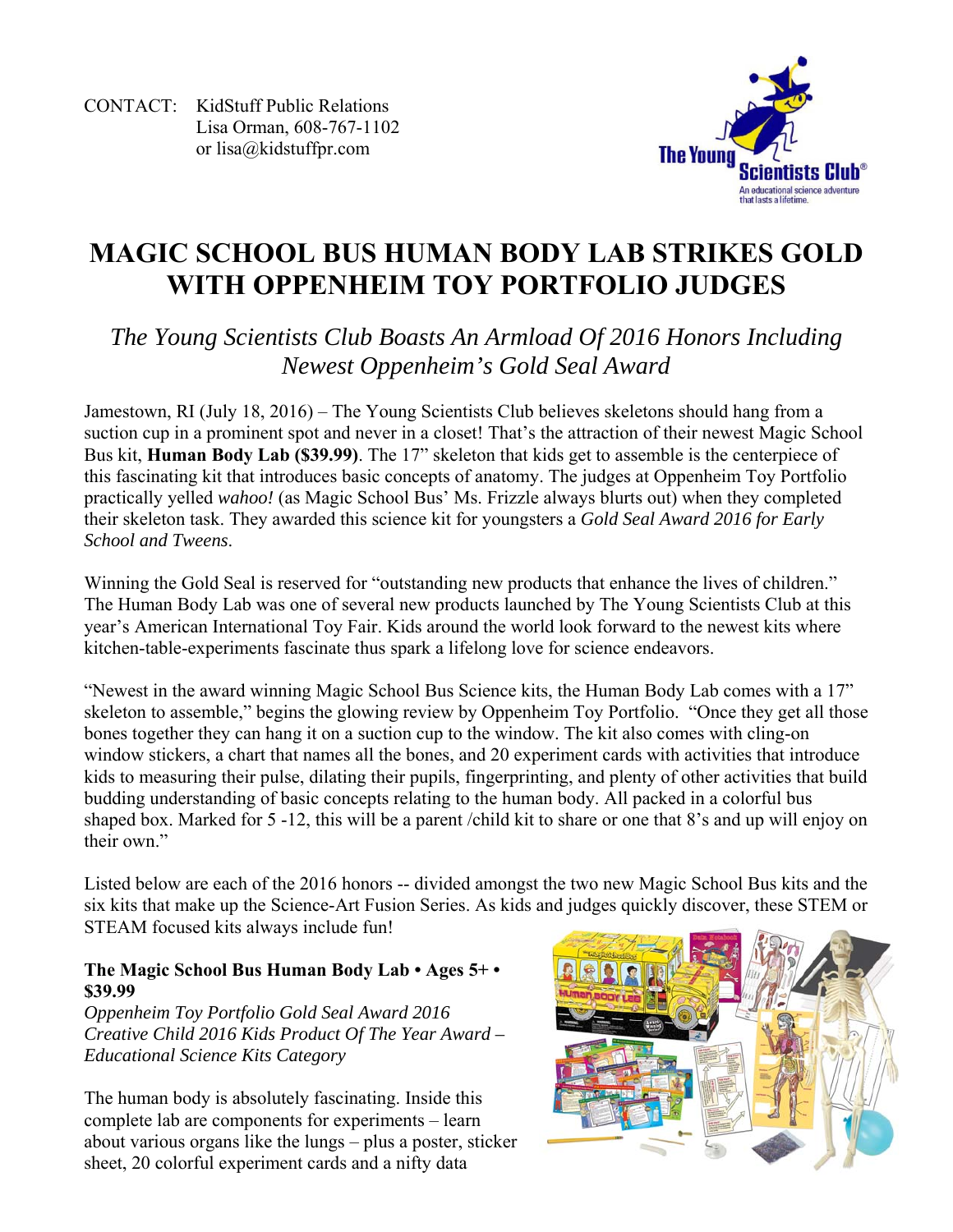CONTACT: KidStuff Public Relations
Lisa Orman, 608-767-1102
or lisa@kidstuffpr.com

The Young Scientists Club®
An educational science adventure that lasts a lifetime.

# MAGIC SCHOOL BUS HUMAN BODY LAB STRIKES GOLD WITH OPPENHEIM TOY PORTFOLIO JUDGES

## *The Young Scientists Club Boasts An Armload Of 2016 Honors Including Newest Oppenheim's Gold Seal Award*

Jamestown, RI (July 18, 2016) – The Young Scientists Club believes skeletons should hang from a suction cup in a prominent spot and never in a closet! That's the attraction of their newest Magic School Bus kit, **Human Body Lab ($39.99)**. The 17" skeleton that kids get to assemble is the centerpiece of this fascinating kit that introduces basic concepts of anatomy. The judges at Oppenheim Toy Portfolio practically yelled *wahoo!* (as Magic School Bus' Ms. Frizzle always blurts out) when they completed their skeleton task. They awarded this science kit for youngsters a *Gold Seal Award 2016 for Early School and Tweens.*

Winning the Gold Seal is reserved for "outstanding new products that enhance the lives of children." The Human Body Lab was one of several new products launched by The Young Scientists Club at this year's American International Toy Fair. Kids around the world look forward to the newest kits where kitchen-table-experiments fascinate thus spark a lifelong love for science endeavors.

"Newest in the award winning Magic School Bus Science kits, the Human Body Lab comes with a 17" skeleton to assemble," begins the glowing review by Oppenheim Toy Portfolio. "Once they get all those bones together they can hang it on a suction cup to the window. The kit also comes with cling-on window stickers, a chart that names all the bones, and 20 experiment cards with activities that introduce kids to measuring their pulse, dilating their pupils, fingerprinting, and plenty of other activities that build budding understanding of basic concepts relating to the human body. All packed in a colorful bus shaped box. Marked for 5 -12, this will be a parent /child kit to share or one that 8's and up will enjoy on their own."

Listed below are each of the 2016 honors -- divided amongst the two new Magic School Bus kits and the six kits that make up the Science-Art Fusion Series. As kids and judges quickly discover, these STEM or STEAM focused kits always include fun!

**The Magic School Bus Human Body Lab • Ages 5+ • $39.99**
*Oppenheim Toy Portfolio Gold Seal Award 2016*
*Creative Child 2016 Kids Product Of The Year Award – Educational Science Kits Category*

The human body is absolutely fascinating. Inside this complete lab are components for experiments – learn about various organs like the lungs – plus a poster, sticker sheet, 20 colorful experiment cards and a nifty data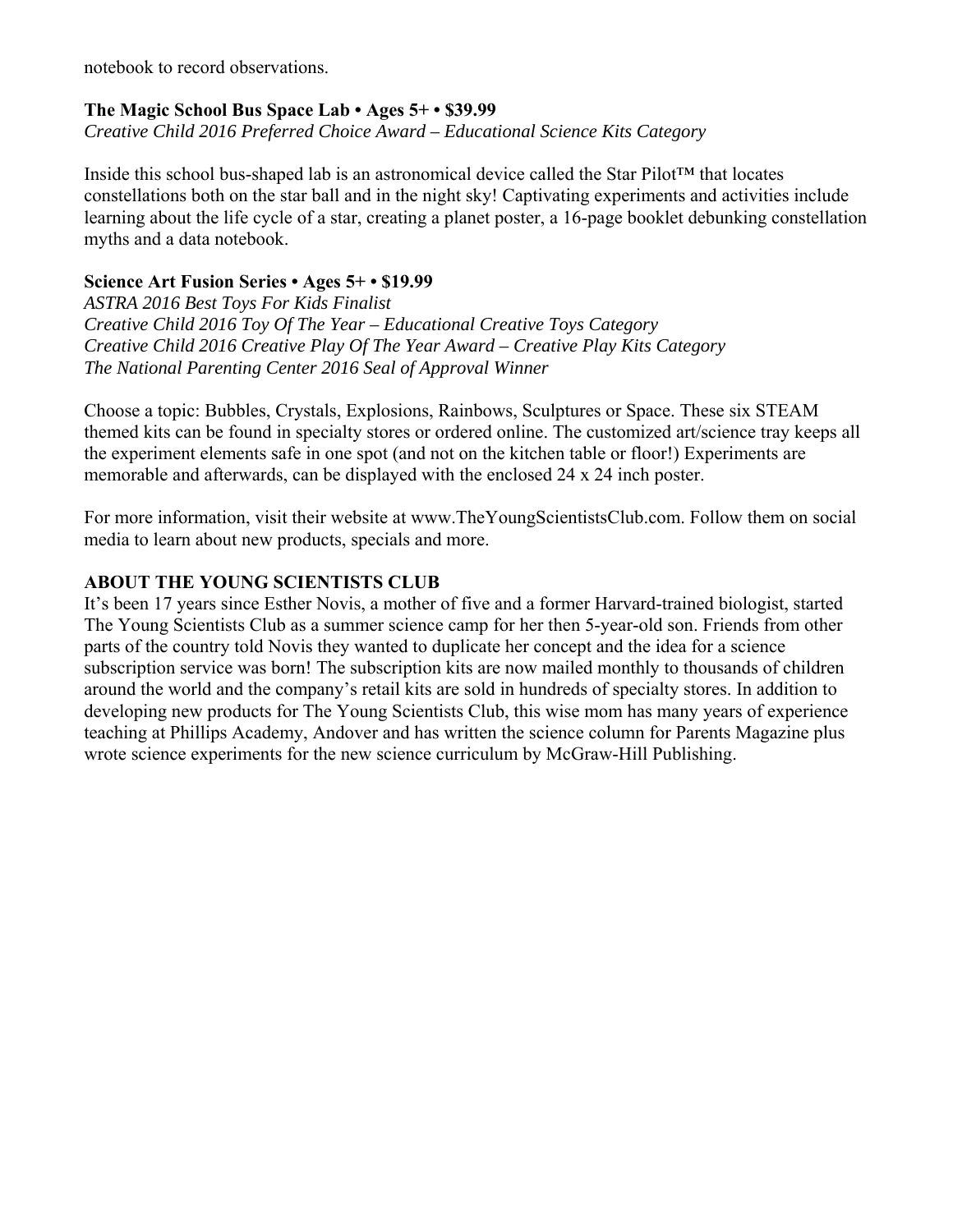notebook to record observations.

**The Magic School Bus Space Lab • Ages 5+ • $39.99**
*Creative Child 2016 Preferred Choice Award – Educational Science Kits Category*

Inside this school bus-shaped lab is an astronomical device called the Star Pilot™ that locates constellations both on the star ball and in the night sky! Captivating experiments and activities include learning about the life cycle of a star, creating a planet poster, a 16-page booklet debunking constellation myths and a data notebook.

**Science Art Fusion Series • Ages 5+ • $19.99**
*ASTRA 2016 Best Toys For Kids Finalist*
*Creative Child 2016 Toy Of The Year – Educational Creative Toys Category*
*Creative Child 2016 Creative Play Of The Year Award – Creative Play Kits Category*
*The National Parenting Center 2016 Seal of Approval Winner*

Choose a topic: Bubbles, Crystals, Explosions, Rainbows, Sculptures or Space. These six STEAM themed kits can be found in specialty stores or ordered online. The customized art/science tray keeps all the experiment elements safe in one spot (and not on the kitchen table or floor!) Experiments are memorable and afterwards, can be displayed with the enclosed 24 x 24 inch poster.

For more information, visit their website at www.TheYoungScientistsClub.com. Follow them on social media to learn about new products, specials and more.

**ABOUT THE YOUNG SCIENTISTS CLUB**

It's been 17 years since Esther Novis, a mother of five and a former Harvard-trained biologist, started The Young Scientists Club as a summer science camp for her then 5-year-old son. Friends from other parts of the country told Novis they wanted to duplicate her concept and the idea for a science subscription service was born! The subscription kits are now mailed monthly to thousands of children around the world and the company's retail kits are sold in hundreds of specialty stores. In addition to developing new products for The Young Scientists Club, this wise mom has many years of experience teaching at Phillips Academy, Andover and has written the science column for Parents Magazine plus wrote science experiments for the new science curriculum by McGraw-Hill Publishing.